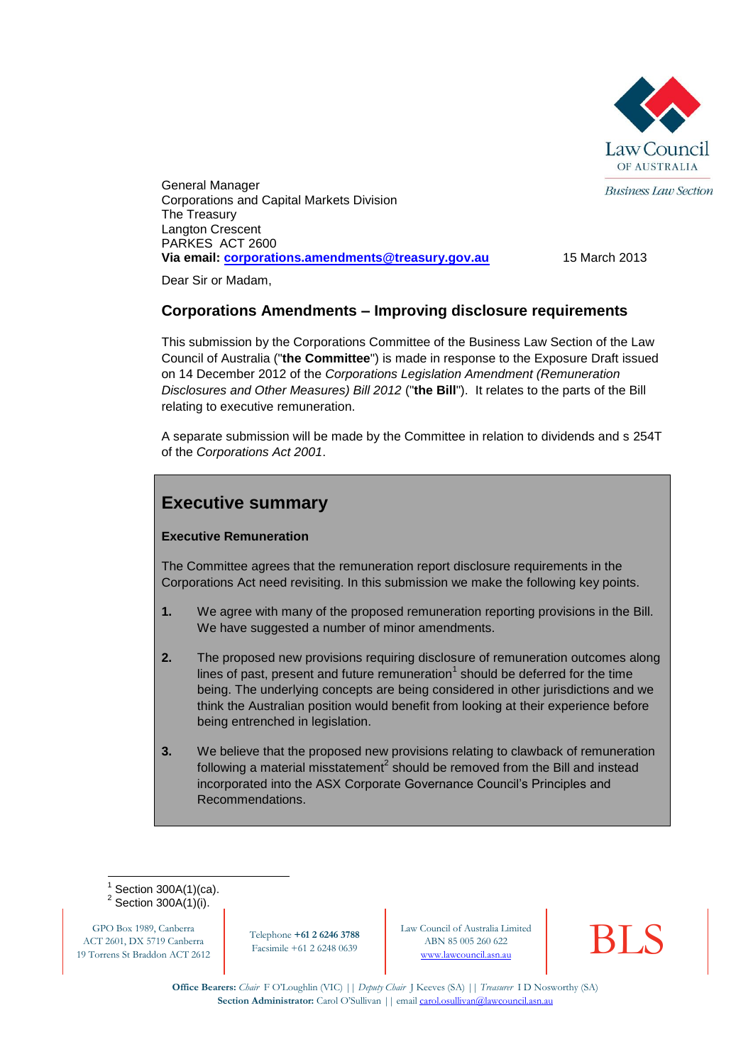Law Council OF AUSTRALIA

*Business Law Section*

General Manager
Corporations and Capital Markets Division
The Treasury
Langton Crescent
PARKES ACT 2600
**Via email: corporations.amendments@treasury.gov.au**

15 March 2013

Dear Sir or Madam,

## Corporations Amendments – Improving disclosure requirements

This submission by the Corporations Committee of the Business Law Section of the Law Council of Australia ("**the Committee**") is made in response to the Exposure Draft issued on 14 December 2012 of the *Corporations Legislation Amendment (Remuneration Disclosures and Other Measures) Bill 2012* ("**the Bill**"). It relates to the parts of the Bill relating to executive remuneration.

A separate submission will be made by the Committee in relation to dividends and s 254T of the *Corporations Act 2001*.

## Executive summary

**Executive Remuneration**

The Committee agrees that the remuneration report disclosure requirements in the Corporations Act need revisiting. In this submission we make the following key points.

1. We agree with many of the proposed remuneration reporting provisions in the Bill. We have suggested a number of minor amendments.
2. The proposed new provisions requiring disclosure of remuneration outcomes along lines of past, present and future remuneration[1] should be deferred for the time being. The underlying concepts are being considered in other jurisdictions and we think the Australian position would benefit from looking at their experience before being entrenched in legislation.
3. We believe that the proposed new provisions relating to clawback of remuneration following a material misstatement[2] should be removed from the Bill and instead incorporated into the ASX Corporate Governance Council's Principles and Recommendations.

[1] Section 300A(1)(ca).
[2] Section 300A(1)(i).

GPO Box 1989, Canberra ACT 2601, DX 5719 Canberra 19 Torrens St Braddon ACT 2612

Telephone **+61 2 6246 3788** Facsimile +61 2 6248 0639

Law Council of Australia Limited ABN 85 005 260 622 www.lawcouncil.asn.au

BLS

**Office Bearers:** *Chair* F O'Loughlin (VIC) || *Deputy Chair* J Keeves (SA) || *Treasurer* I D Nosworthy (SA)
**Section Administrator:** Carol O'Sullivan || email carol.osullivan@lawcouncil.asn.au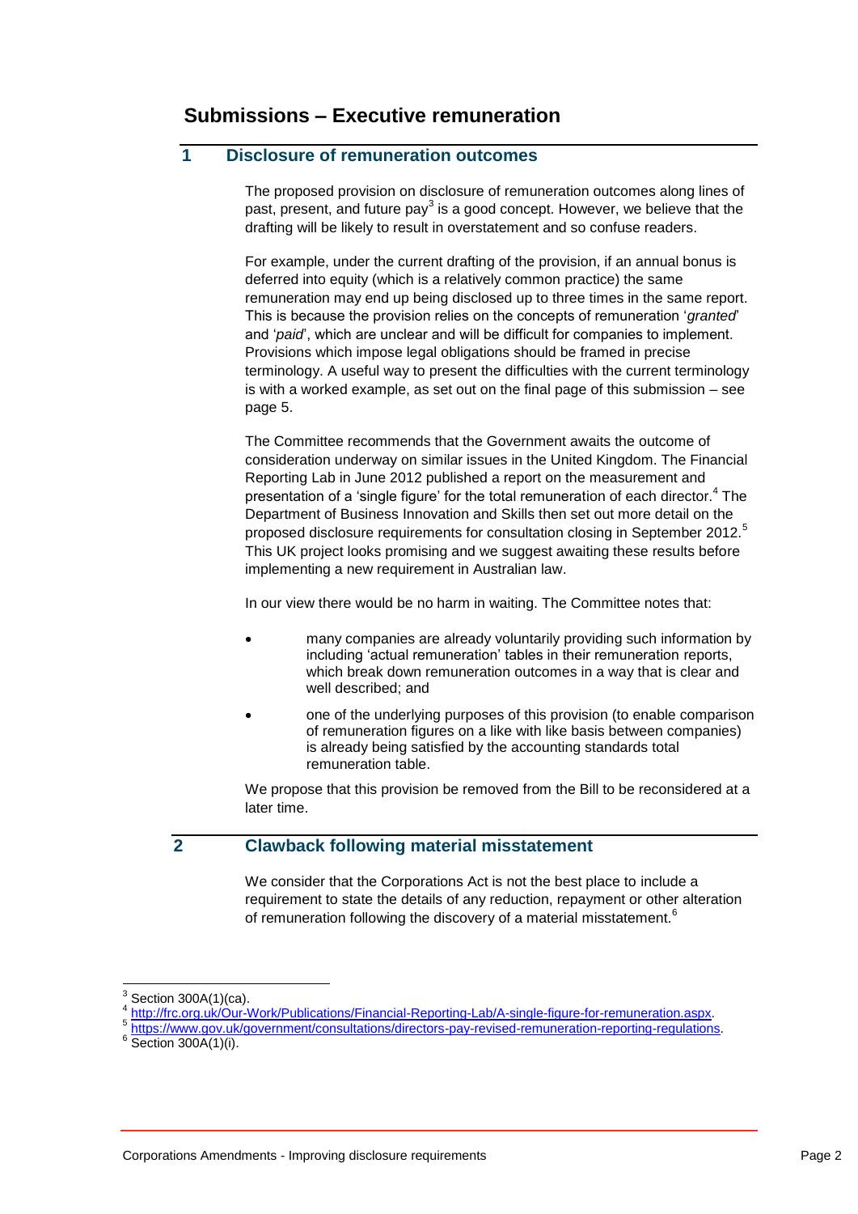## Submissions – Executive remuneration

### 1 Disclosure of remuneration outcomes

The proposed provision on disclosure of remuneration outcomes along lines of past, present, and future pay[3] is a good concept. However, we believe that the drafting will be likely to result in overstatement and so confuse readers.

For example, under the current drafting of the provision, if an annual bonus is deferred into equity (which is a relatively common practice) the same remuneration may end up being disclosed up to three times in the same report. This is because the provision relies on the concepts of remuneration '*granted*' and '*paid*', which are unclear and will be difficult for companies to implement. Provisions which impose legal obligations should be framed in precise terminology. A useful way to present the difficulties with the current terminology is with a worked example, as set out on the final page of this submission – see page 5.

The Committee recommends that the Government awaits the outcome of consideration underway on similar issues in the United Kingdom. The Financial Reporting Lab in June 2012 published a report on the measurement and presentation of a 'single figure' for the total remuneration of each director.[4] The Department of Business Innovation and Skills then set out more detail on the proposed disclosure requirements for consultation closing in September 2012.[5] This UK project looks promising and we suggest awaiting these results before implementing a new requirement in Australian law.

In our view there would be no harm in waiting. The Committee notes that:

- many companies are already voluntarily providing such information by including 'actual remuneration' tables in their remuneration reports, which break down remuneration outcomes in a way that is clear and well described; and
- one of the underlying purposes of this provision (to enable comparison of remuneration figures on a like with like basis between companies) is already being satisfied by the accounting standards total remuneration table.

We propose that this provision be removed from the Bill to be reconsidered at a later time.

### 2 Clawback following material misstatement

We consider that the Corporations Act is not the best place to include a requirement to state the details of any reduction, repayment or other alteration of remuneration following the discovery of a material misstatement.[6]

---

[3] Section 300A(1)(ca).

[4] http://frc.org.uk/Our-Work/Publications/Financial-Reporting-Lab/A-single-figure-for-remuneration.aspx.

[5] https://www.gov.uk/government/consultations/directors-pay-revised-remuneration-reporting-regulations.

[6] Section 300A(1)(i).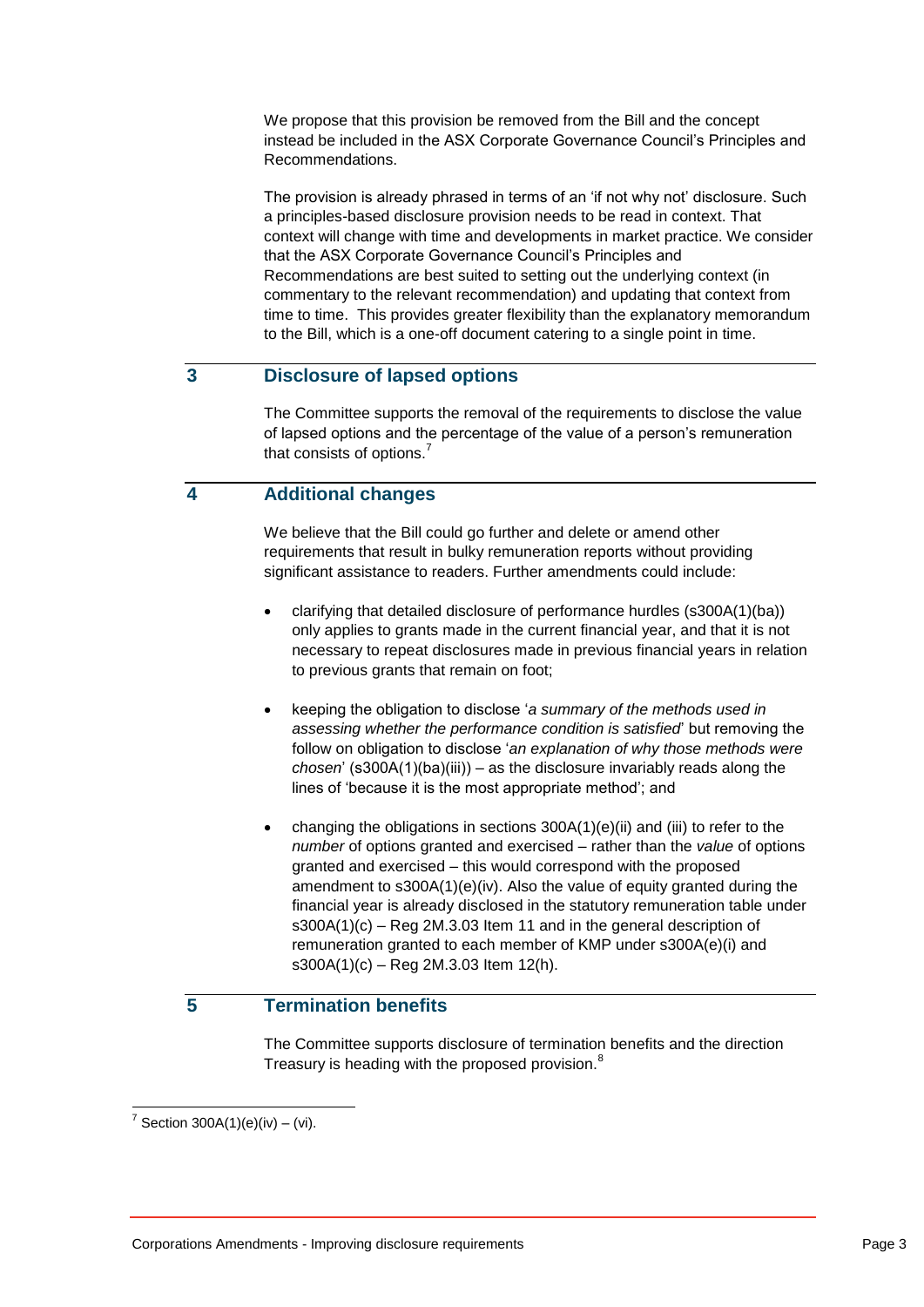We propose that this provision be removed from the Bill and the concept instead be included in the ASX Corporate Governance Council's Principles and Recommendations.

The provision is already phrased in terms of an 'if not why not' disclosure. Such a principles-based disclosure provision needs to be read in context. That context will change with time and developments in market practice. We consider that the ASX Corporate Governance Council's Principles and Recommendations are best suited to setting out the underlying context (in commentary to the relevant recommendation) and updating that context from time to time. This provides greater flexibility than the explanatory memorandum to the Bill, which is a one-off document catering to a single point in time.

## 3 Disclosure of lapsed options

The Committee supports the removal of the requirements to disclose the value of lapsed options and the percentage of the value of a person's remuneration that consists of options.[7]

## 4 Additional changes

We believe that the Bill could go further and delete or amend other requirements that result in bulky remuneration reports without providing significant assistance to readers. Further amendments could include:

- clarifying that detailed disclosure of performance hurdles (s300A(1)(ba)) only applies to grants made in the current financial year, and that it is not necessary to repeat disclosures made in previous financial years in relation to previous grants that remain on foot;
- keeping the obligation to disclose '*a summary of the methods used in assessing whether the performance condition is satisfied*' but removing the follow on obligation to disclose '*an explanation of why those methods were chosen*' (s300A(1)(ba)(iii)) – as the disclosure invariably reads along the lines of 'because it is the most appropriate method'; and
- changing the obligations in sections 300A(1)(e)(ii) and (iii) to refer to the *number* of options granted and exercised – rather than the *value* of options granted and exercised – this would correspond with the proposed amendment to s300A(1)(e)(iv). Also the value of equity granted during the financial year is already disclosed in the statutory remuneration table under s300A(1)(c) – Reg 2M.3.03 Item 11 and in the general description of remuneration granted to each member of KMP under s300A(e)(i) and s300A(1)(c) – Reg 2M.3.03 Item 12(h).

## 5 Termination benefits

The Committee supports disclosure of termination benefits and the direction Treasury is heading with the proposed provision.[8]

---

[7] Section 300A(1)(e)(iv) – (vi).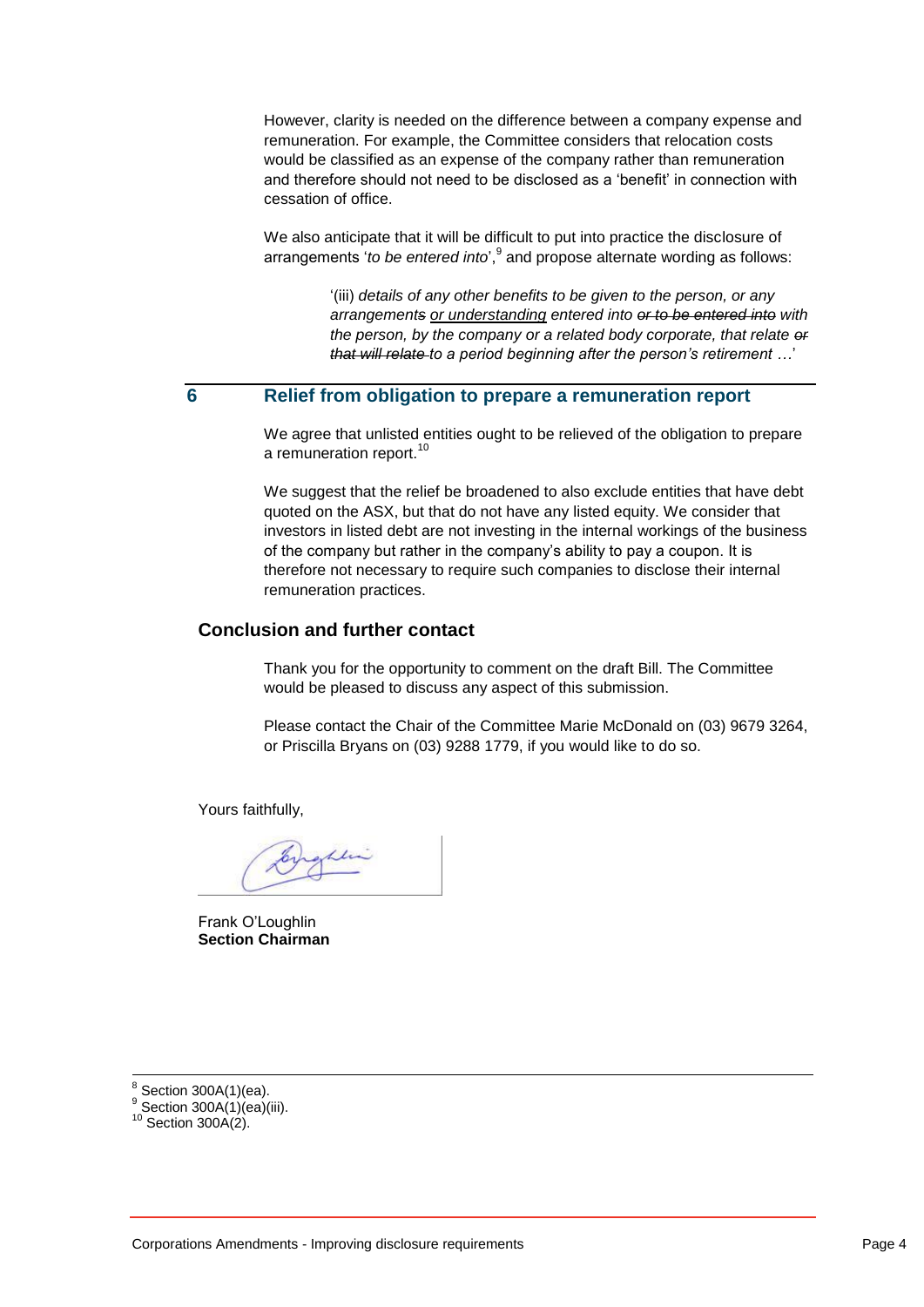However, clarity is needed on the difference between a company expense and remuneration. For example, the Committee considers that relocation costs would be classified as an expense of the company rather than remuneration and therefore should not need to be disclosed as a 'benefit' in connection with cessation of office.

We also anticipate that it will be difficult to put into practice the disclosure of arrangements '*to be entered into*',[9] and propose alternate wording as follows:

> '(iii) *details of any other benefits to be given to the person, or any arrangement~~s~~ <u>or understanding</u> entered into ~~or to be entered into~~ with the person, by the company or a related body corporate, that relate ~~or that will relate~~ to a period beginning after the person's retirement …*'

## 6 Relief from obligation to prepare a remuneration report

We agree that unlisted entities ought to be relieved of the obligation to prepare a remuneration report.[10]

We suggest that the relief be broadened to also exclude entities that have debt quoted on the ASX, but that do not have any listed equity. We consider that investors in listed debt are not investing in the internal workings of the business of the company but rather in the company's ability to pay a coupon. It is therefore not necessary to require such companies to disclose their internal remuneration practices.

## Conclusion and further contact

Thank you for the opportunity to comment on the draft Bill. The Committee would be pleased to discuss any aspect of this submission.

Please contact the Chair of the Committee Marie McDonald on (03) 9679 3264, or Priscilla Bryans on (03) 9288 1779, if you would like to do so.

Yours faithfully,

Frank O'Loughlin
**Section Chairman**

---

[8] Section 300A(1)(ea).
[9] Section 300A(1)(ea)(iii).
[10] Section 300A(2).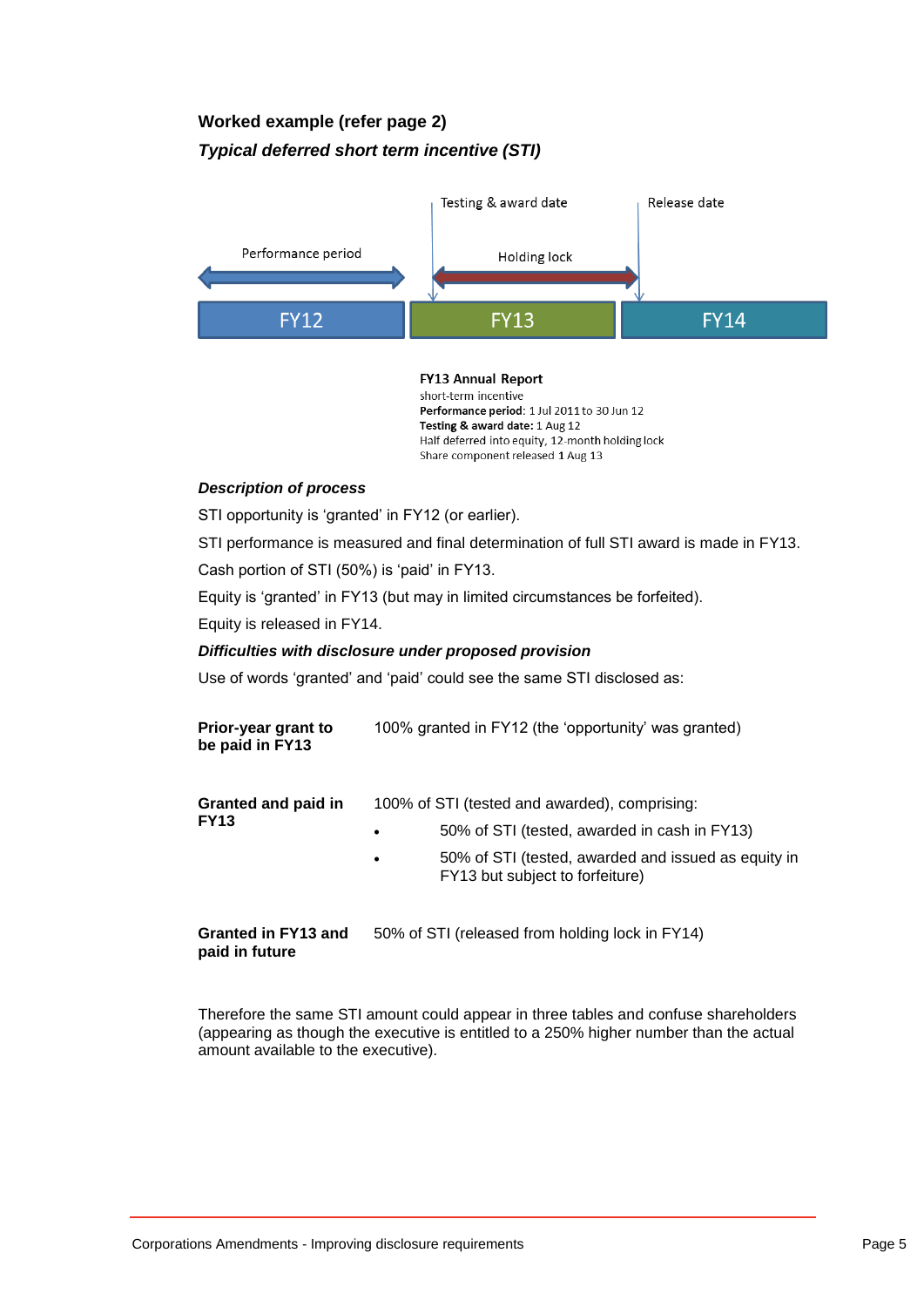**Worked example (refer page 2)**

***Typical deferred short term incentive (STI)***

Testing & award date

Release date

Performance period

Holding lock

FY12

FY13

FY14

**FY13 Annual Report**
short-term incentive
**Performance period**: 1 Jul 2011 to 30 Jun 12
**Testing & award date:** 1 Aug 12
Half deferred into equity, 12-month holding lock
Share component released 1 Aug 13

***Description of process***

STI opportunity is 'granted' in FY12 (or earlier).

STI performance is measured and final determination of full STI award is made in FY13.

Cash portion of STI (50%) is 'paid' in FY13.

Equity is 'granted' in FY13 (but may in limited circumstances be forfeited).

Equity is released in FY14.

***Difficulties with disclosure under proposed provision***

Use of words 'granted' and 'paid' could see the same STI disclosed as:

| | |
|---|---|
| **Prior-year grant to be paid in FY13** | 100% granted in FY12 (the 'opportunity' was granted) |
| **Granted and paid in FY13** | 100% of STI (tested and awarded), comprising:<br>• 50% of STI (tested, awarded in cash in FY13)<br>• 50% of STI (tested, awarded and issued as equity in FY13 but subject to forfeiture) |
| **Granted in FY13 and paid in future** | 50% of STI (released from holding lock in FY14) |

Therefore the same STI amount could appear in three tables and confuse shareholders (appearing as though the executive is entitled to a 250% higher number than the actual amount available to the executive).